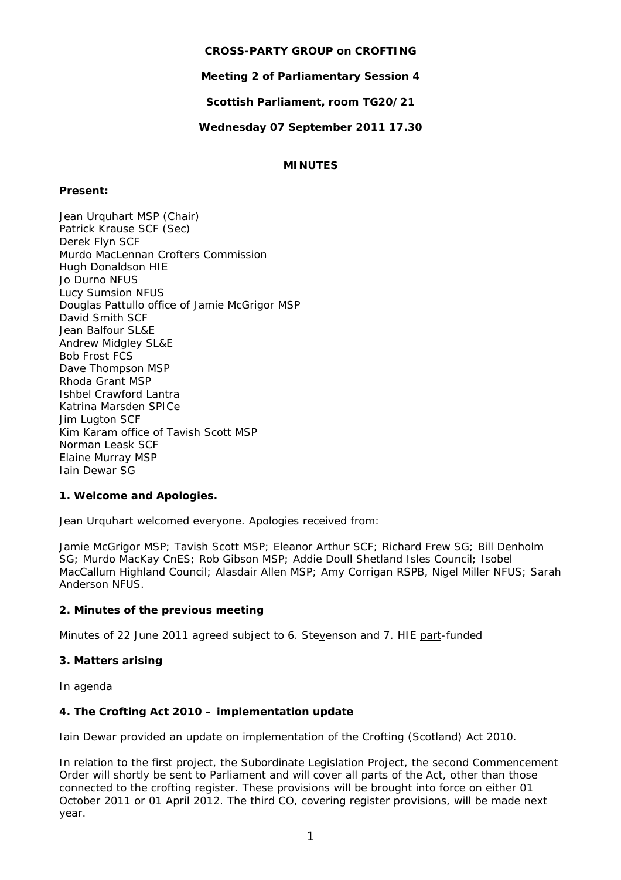**CROSS-PARTY GROUP on CROFTING**

**Meeting 2 of Parliamentary Session 4**

**Scottish Parliament, room TG20/21**

**Wednesday 07 September 2011 17.30**

**MINUTES**

**Present:**

Jean Urquhart MSP (Chair)
Patrick Krause SCF (Sec)
Derek Flyn SCF
Murdo MacLennan Crofters Commission
Hugh Donaldson HIE
Jo Durno NFUS
Lucy Sumsion NFUS
Douglas Pattullo office of Jamie McGrigor MSP
David Smith SCF
Jean Balfour SL&E
Andrew Midgley SL&E
Bob Frost FCS
Dave Thompson MSP
Rhoda Grant MSP
Ishbel Crawford Lantra
Katrina Marsden SPICe
Jim Lugton SCF
Kim Karam office of Tavish Scott MSP
Norman Leask SCF
Elaine Murray MSP
Iain Dewar SG

**1. Welcome and Apologies.**

Jean Urquhart welcomed everyone. Apologies received from:

Jamie McGrigor MSP; Tavish Scott MSP; Eleanor Arthur SCF; Richard Frew SG; Bill Denholm SG; Murdo MacKay CnES; Rob Gibson MSP; Addie Doull Shetland Isles Council; Isobel MacCallum Highland Council; Alasdair Allen MSP; Amy Corrigan RSPB, Nigel Miller NFUS; Sarah Anderson NFUS.

**2. Minutes of the previous meeting**

Minutes of 22 June 2011 agreed subject to 6. Stevenson and 7. HIE part-funded

**3. Matters arising**

In agenda

**4. The Crofting Act 2010 – implementation update**

Iain Dewar provided an update on implementation of the Crofting (Scotland) Act 2010.

In relation to the first project, the Subordinate Legislation Project, the second Commencement Order will shortly be sent to Parliament and will cover all parts of the Act, other than those connected to the crofting register. These provisions will be brought into force on either 01 October 2011 or 01 April 2012. The third CO, covering register provisions, will be made next year.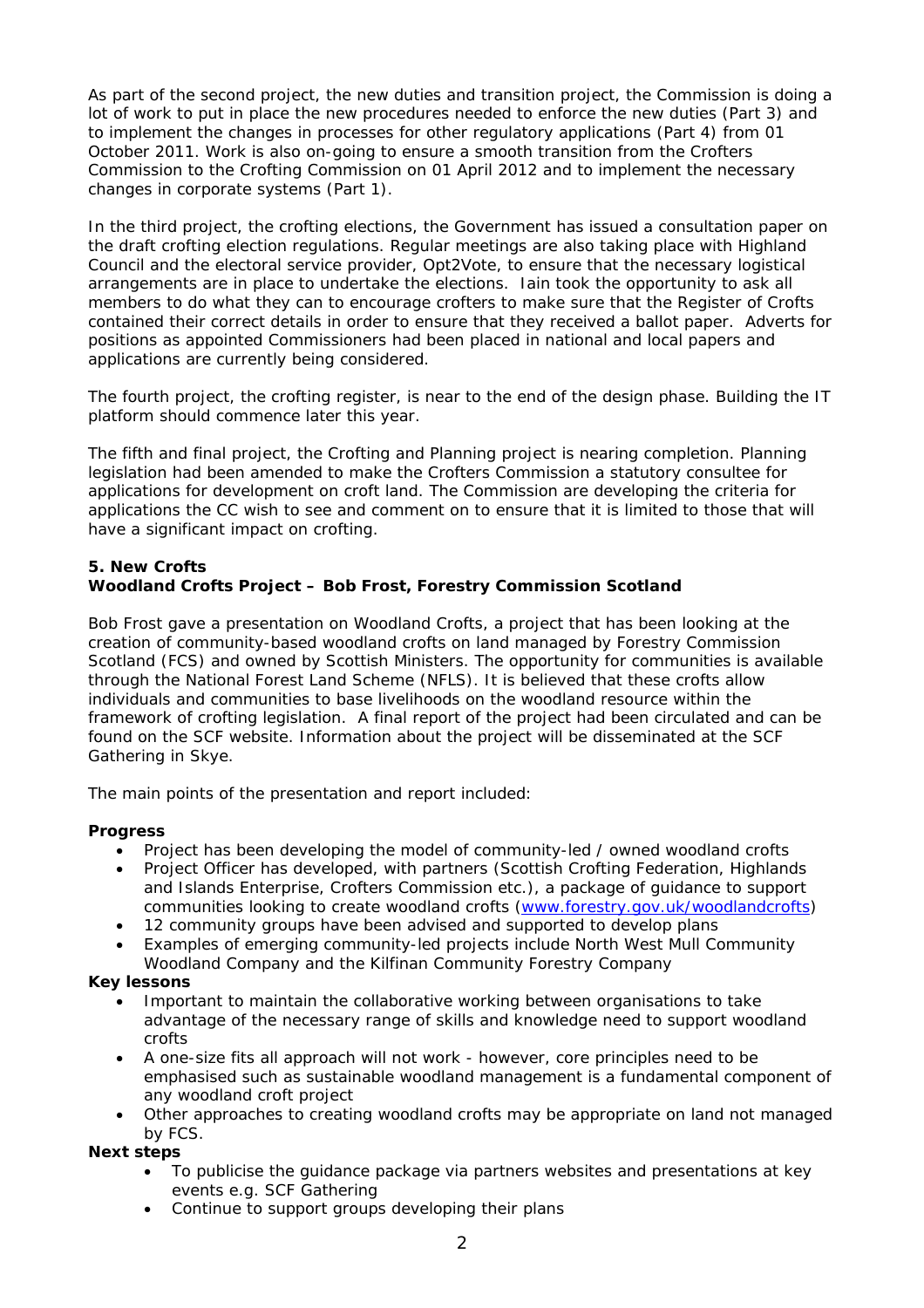As part of the second project, the new duties and transition project, the Commission is doing a lot of work to put in place the new procedures needed to enforce the new duties (Part 3) and to implement the changes in processes for other regulatory applications (Part 4) from 01 October 2011. Work is also on-going to ensure a smooth transition from the Crofters Commission to the Crofting Commission on 01 April 2012 and to implement the necessary changes in corporate systems (Part 1).

In the third project, the crofting elections, the Government has issued a consultation paper on the draft crofting election regulations. Regular meetings are also taking place with Highland Council and the electoral service provider, Opt2Vote, to ensure that the necessary logistical arrangements are in place to undertake the elections. Iain took the opportunity to ask all members to do what they can to encourage crofters to make sure that the Register of Crofts contained their correct details in order to ensure that they received a ballot paper. Adverts for positions as appointed Commissioners had been placed in national and local papers and applications are currently being considered.

The fourth project, the crofting register, is near to the end of the design phase. Building the IT platform should commence later this year.

The fifth and final project, the Crofting and Planning project is nearing completion. Planning legislation had been amended to make the Crofters Commission a statutory consultee for applications for development on croft land. The Commission are developing the criteria for applications the CC wish to see and comment on to ensure that it is limited to those that will have a significant impact on crofting.

**5. New Crofts**
**Woodland Crofts Project – Bob Frost, Forestry Commission Scotland**

Bob Frost gave a presentation on Woodland Crofts, a project that has been looking at the creation of community-based woodland crofts on land managed by Forestry Commission Scotland (FCS) and owned by Scottish Ministers. The opportunity for communities is available through the National Forest Land Scheme (NFLS). It is believed that these crofts allow individuals and communities to base livelihoods on the woodland resource within the framework of crofting legislation. A final report of the project had been circulated and can be found on the SCF website. Information about the project will be disseminated at the SCF Gathering in Skye.

The main points of the presentation and report included:

**Progress**

- Project has been developing the model of community-led / owned woodland crofts
- Project Officer has developed, with partners (Scottish Crofting Federation, Highlands and Islands Enterprise, Crofters Commission etc.), a package of guidance to support communities looking to create woodland crofts (www.forestry.gov.uk/woodlandcrofts)
- 12 community groups have been advised and supported to develop plans
- Examples of emerging community-led projects include North West Mull Community Woodland Company and the Kilfinan Community Forestry Company

**Key lessons**

- Important to maintain the collaborative working between organisations to take advantage of the necessary range of skills and knowledge need to support woodland crofts
- A one-size fits all approach will not work - however, core principles need to be emphasised such as sustainable woodland management is a fundamental component of any woodland croft project
- Other approaches to creating woodland crofts may be appropriate on land not managed by FCS.

**Next steps**

- To publicise the guidance package via partners websites and presentations at key events e.g. SCF Gathering
- Continue to support groups developing their plans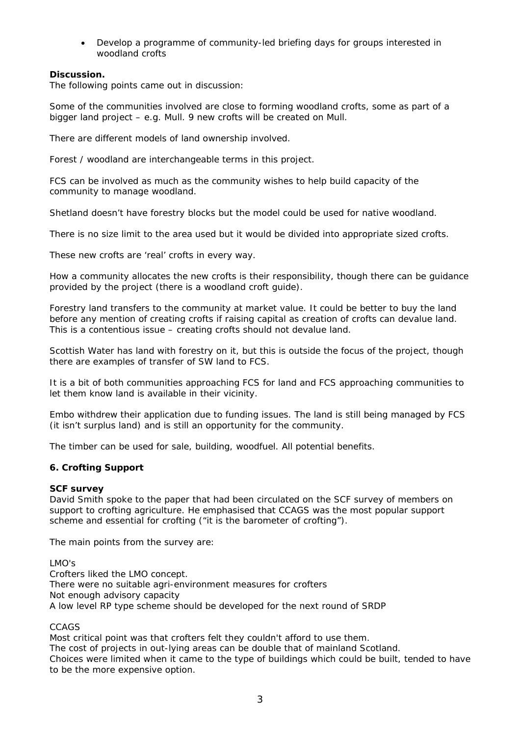- Develop a programme of community-led briefing days for groups interested in woodland crofts

**Discussion.**
The following points came out in discussion:

Some of the communities involved are close to forming woodland crofts, some as part of a bigger land project – e.g. Mull. 9 new crofts will be created on Mull.

There are different models of land ownership involved.

Forest / woodland are interchangeable terms in this project.

FCS can be involved as much as the community wishes to help build capacity of the community to manage woodland.

Shetland doesn't have forestry blocks but the model could be used for native woodland.

There is no size limit to the area used but it would be divided into appropriate sized crofts.

These new crofts are 'real' crofts in every way.

How a community allocates the new crofts is their responsibility, though there can be guidance provided by the project (there is a woodland croft guide).

Forestry land transfers to the community at market value. It could be better to buy the land before any mention of creating crofts if raising capital as creation of crofts can devalue land. This is a contentious issue – creating crofts should not devalue land.

Scottish Water has land with forestry on it, but this is outside the focus of the project, though there are examples of transfer of SW land to FCS.

It is a bit of both communities approaching FCS for land and FCS approaching communities to let them know land is available in their vicinity.

Embo withdrew their application due to funding issues. The land is still being managed by FCS (it isn't surplus land) and is still an opportunity for the community.

The timber can be used for sale, building, woodfuel. All potential benefits.

**6. Crofting Support**

**SCF survey**
David Smith spoke to the paper that had been circulated on the SCF survey of members on support to crofting agriculture. He emphasised that CCAGS was the most popular support scheme and essential for crofting ("it is the barometer of crofting").

The main points from the survey are:

LMO's
Crofters liked the LMO concept.
There were no suitable agri-environment measures for crofters
Not enough advisory capacity
A low level RP type scheme should be developed for the next round of SRDP

CCAGS
Most critical point was that crofters felt they couldn't afford to use them.
The cost of projects in out-lying areas can be double that of mainland Scotland.
Choices were limited when it came to the type of buildings which could be built, tended to have to be the more expensive option.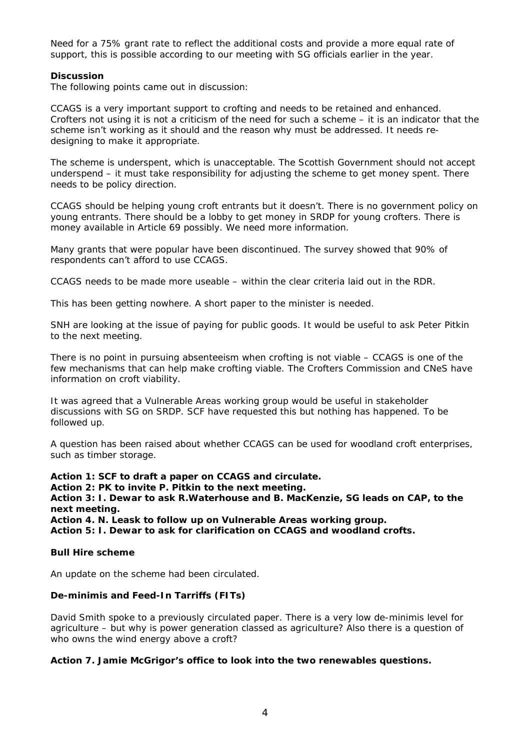Need for a 75% grant rate to reflect the additional costs and provide a more equal rate of support, this is possible according to our meeting with SG officials earlier in the year.

**Discussion**

The following points came out in discussion:

CCAGS is a very important support to crofting and needs to be retained and enhanced. Crofters not using it is not a criticism of the need for such a scheme – it is an indicator that the scheme isn't working as it should and the reason why must be addressed. It needs re-designing to make it appropriate.

The scheme is underspent, which is unacceptable. The Scottish Government should not accept underspend – it must take responsibility for adjusting the scheme to get money spent. There needs to be policy direction.

CCAGS should be helping young croft entrants but it doesn't. There is no government policy on young entrants. There should be a lobby to get money in SRDP for young crofters. There is money available in Article 69 possibly. We need more information.

Many grants that were popular have been discontinued. The survey showed that 90% of respondents can't afford to use CCAGS.

CCAGS needs to be made more useable – within the clear criteria laid out in the RDR.

This has been getting nowhere. A short paper to the minister is needed.

SNH are looking at the issue of paying for public goods. It would be useful to ask Peter Pitkin to the next meeting.

There is no point in pursuing absenteeism when crofting is not viable – CCAGS is one of the few mechanisms that can help make crofting viable. The Crofters Commission and CNeS have information on croft viability.

It was agreed that a Vulnerable Areas working group would be useful in stakeholder discussions with SG on SRDP. SCF have requested this but nothing has happened. To be followed up.

A question has been raised about whether CCAGS can be used for woodland croft enterprises, such as timber storage.

**Action 1: SCF to draft a paper on CCAGS and circulate.**
**Action 2: PK to invite P. Pitkin to the next meeting.**
**Action 3: I. Dewar to ask R.Waterhouse and B. MacKenzie, SG leads on CAP, to the next meeting.**
**Action 4. N. Leask to follow up on Vulnerable Areas working group.**
**Action 5: I. Dewar to ask for clarification on CCAGS and woodland crofts.**

**Bull Hire scheme**

An update on the scheme had been circulated.

**De-minimis and Feed-In Tarriffs (FITs)**

David Smith spoke to a previously circulated paper. There is a very low de-minimis level for agriculture – but why is power generation classed as agriculture? Also there is a question of who owns the wind energy above a croft?

**Action 7. Jamie McGrigor's office to look into the two renewables questions.**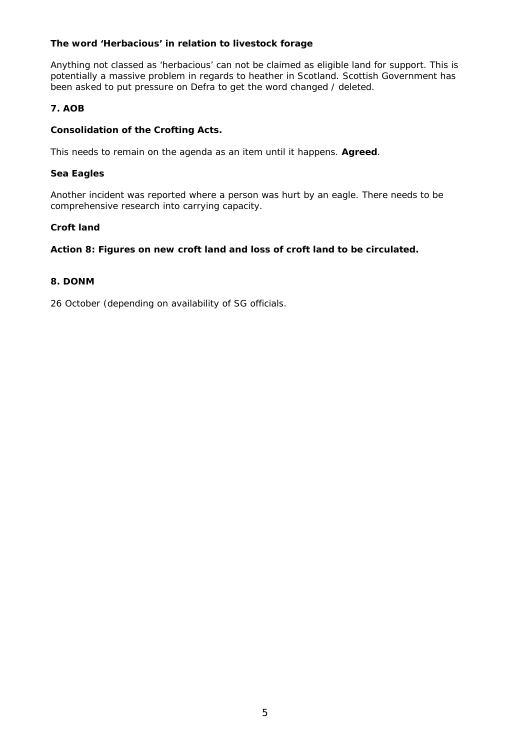**The word 'Herbacious' in relation to livestock forage**

Anything not classed as 'herbacious' can not be claimed as eligible land for support. This is potentially a massive problem in regards to heather in Scotland. Scottish Government has been asked to put pressure on Defra to get the word changed / deleted.

## 7. AOB

**Consolidation of the Crofting Acts.**

This needs to remain on the agenda as an item until it happens. **Agreed**.

**Sea Eagles**

Another incident was reported where a person was hurt by an eagle. There needs to be comprehensive research into carrying capacity.

**Croft land**

**Action 8: Figures on new croft land and loss of croft land to be circulated.**

## 8. DONM

26 October (depending on availability of SG officials.